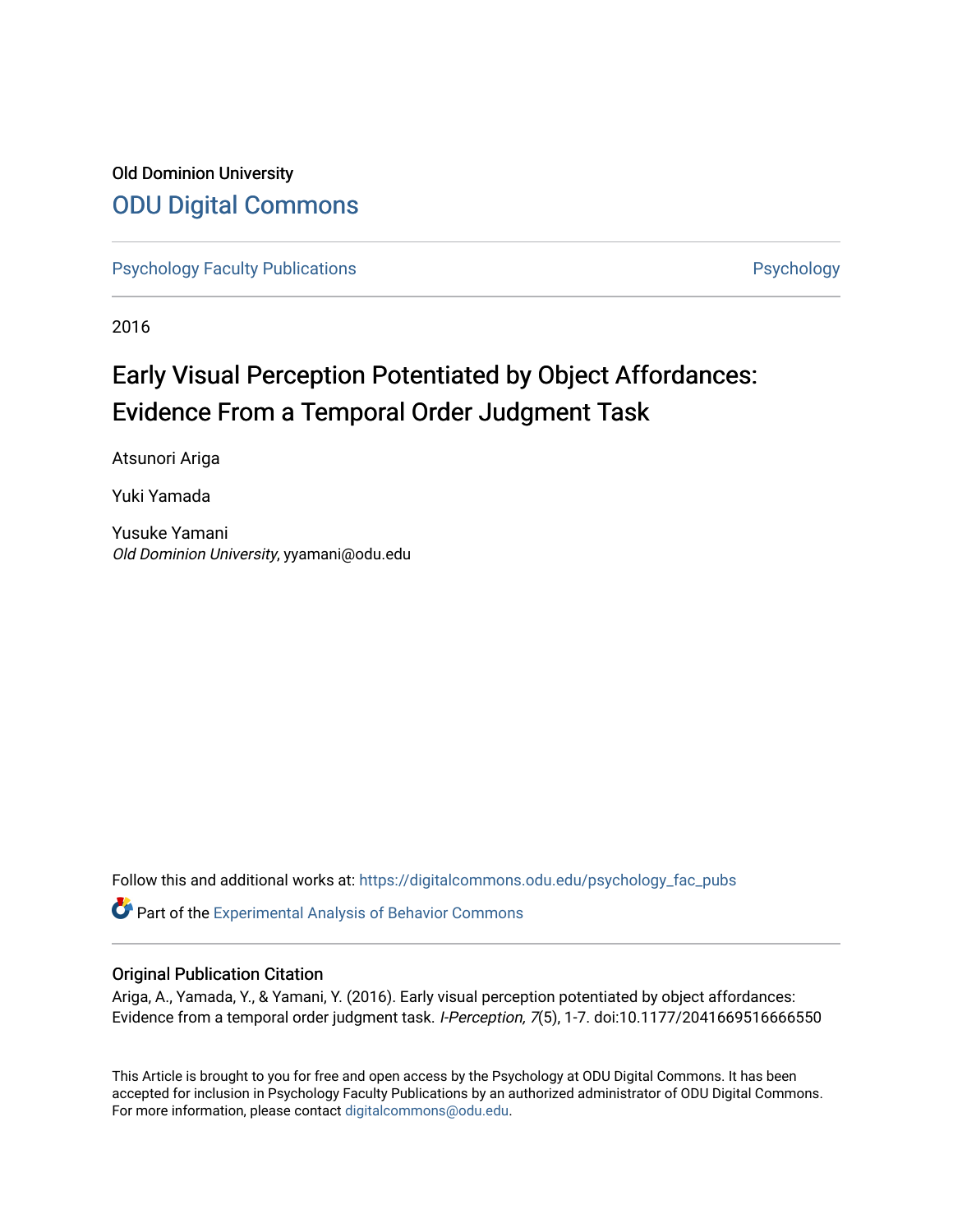Old Dominion University

ODU Digital Commons

Psychology Faculty Publications | Psychology

2016

# Early Visual Perception Potentiated by Object Affordances: Evidence From a Temporal Order Judgment Task

Atsunori Ariga

Yuki Yamada

Yusuke Yamani
*Old Dominion University*, yyamani@odu.edu

Follow this and additional works at: https://digitalcommons.odu.edu/psychology_fac_pubs

Part of the Experimental Analysis of Behavior Commons

## Original Publication Citation

Ariga, A., Yamada, Y., & Yamani, Y. (2016). Early visual perception potentiated by object affordances: Evidence from a temporal order judgment task. *I-Perception, 7*(5), 1-7. doi:10.1177/2041669516666550

This Article is brought to you for free and open access by the Psychology at ODU Digital Commons. It has been accepted for inclusion in Psychology Faculty Publications by an authorized administrator of ODU Digital Commons. For more information, please contact digitalcommons@odu.edu.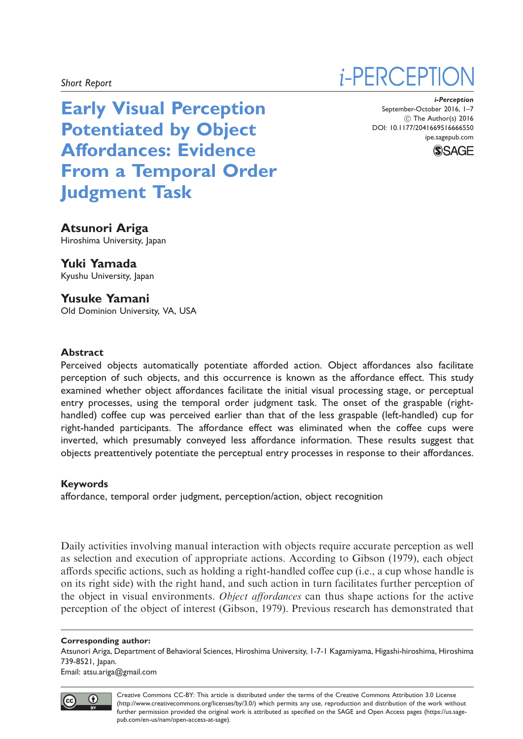Short Report

# Early Visual Perception Potentiated by Object Affordances: Evidence From a Temporal Order Judgment Task

i-Perception
September-October 2016, 1–7
© The Author(s) 2016
DOI: 10.1177/2041669516666550
ipe.sagepub.com

**Atsunori Ariga**
Hiroshima University, Japan

**Yuki Yamada**
Kyushu University, Japan

**Yusuke Yamani**
Old Dominion University, VA, USA

## Abstract

Perceived objects automatically potentiate afforded action. Object affordances also facilitate perception of such objects, and this occurrence is known as the affordance effect. This study examined whether object affordances facilitate the initial visual processing stage, or perceptual entry processes, using the temporal order judgment task. The onset of the graspable (right-handled) coffee cup was perceived earlier than that of the less graspable (left-handled) cup for right-handed participants. The affordance effect was eliminated when the coffee cups were inverted, which presumably conveyed less affordance information. These results suggest that objects preattentively potentiate the perceptual entry processes in response to their affordances.

## Keywords

affordance, temporal order judgment, perception/action, object recognition

Daily activities involving manual interaction with objects require accurate perception as well as selection and execution of appropriate actions. According to Gibson (1979), each object affords specific actions, such as holding a right-handled coffee cup (i.e., a cup whose handle is on its right side) with the right hand, and such action in turn facilitates further perception of the object in visual environments. *Object affordances* can thus shape actions for the active perception of the object of interest (Gibson, 1979). Previous research has demonstrated that

**Corresponding author:**
Atsunori Ariga, Department of Behavioral Sciences, Hiroshima University, 1-7-1 Kagamiyama, Higashi-hiroshima, Hiroshima 739-8521, Japan.
Email: atsu.ariga@gmail.com

Creative Commons CC-BY: This article is distributed under the terms of the Creative Commons Attribution 3.0 License (http://www.creativecommons.org/licenses/by/3.0/) which permits any use, reproduction and distribution of the work without further permission provided the original work is attributed as specified on the SAGE and Open Access pages (https://us.sage-pub.com/en-us/nam/open-access-at-sage).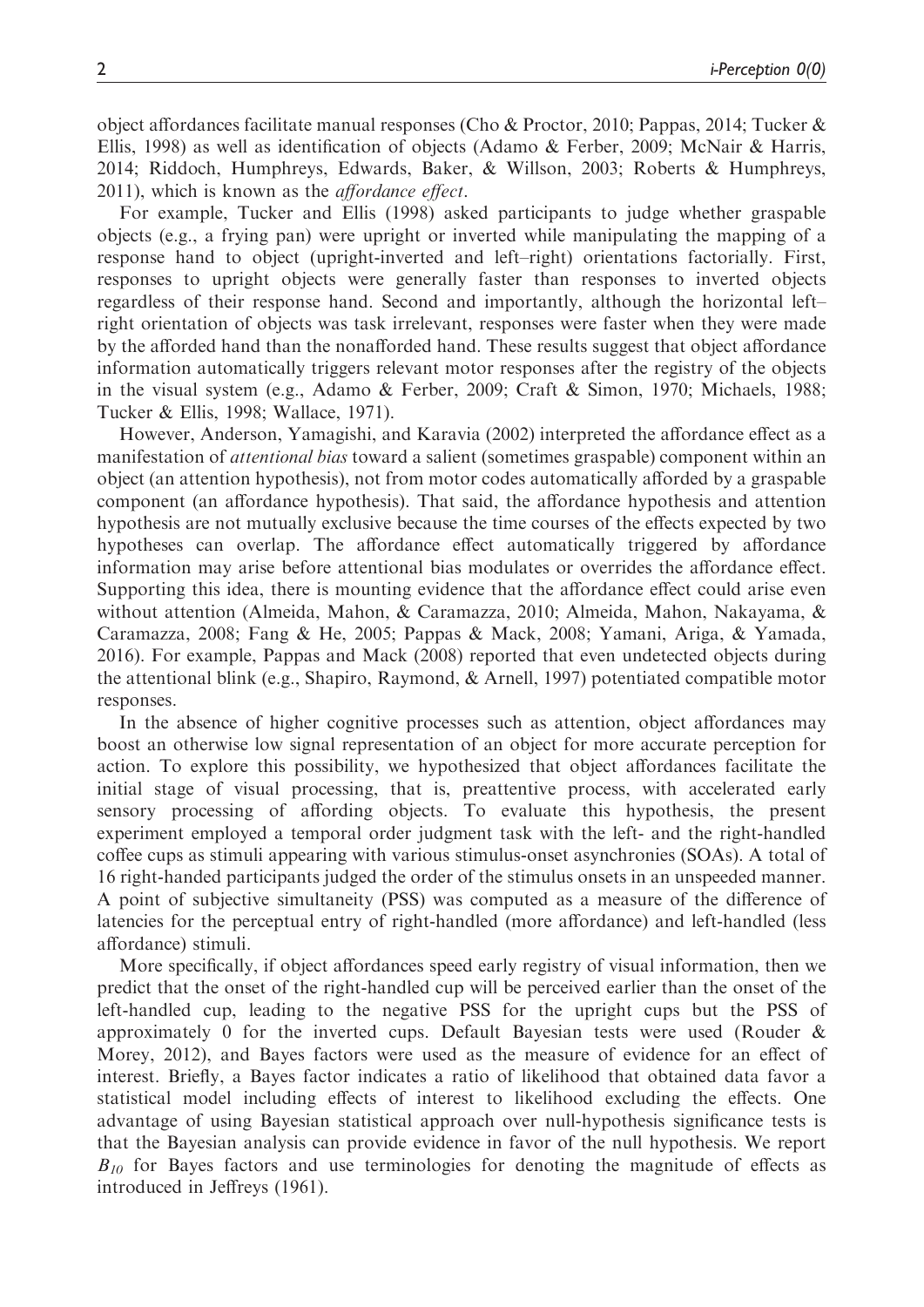object affordances facilitate manual responses (Cho & Proctor, 2010; Pappas, 2014; Tucker & Ellis, 1998) as well as identification of objects (Adamo & Ferber, 2009; McNair & Harris, 2014; Riddoch, Humphreys, Edwards, Baker, & Willson, 2003; Roberts & Humphreys, 2011), which is known as the *affordance effect*.

For example, Tucker and Ellis (1998) asked participants to judge whether graspable objects (e.g., a frying pan) were upright or inverted while manipulating the mapping of a response hand to object (upright-inverted and left–right) orientations factorially. First, responses to upright objects were generally faster than responses to inverted objects regardless of their response hand. Second and importantly, although the horizontal left–right orientation of objects was task irrelevant, responses were faster when they were made by the afforded hand than the nonafforded hand. These results suggest that object affordance information automatically triggers relevant motor responses after the registry of the objects in the visual system (e.g., Adamo & Ferber, 2009; Craft & Simon, 1970; Michaels, 1988; Tucker & Ellis, 1998; Wallace, 1971).

However, Anderson, Yamagishi, and Karavia (2002) interpreted the affordance effect as a manifestation of *attentional bias* toward a salient (sometimes graspable) component within an object (an attention hypothesis), not from motor codes automatically afforded by a graspable component (an affordance hypothesis). That said, the affordance hypothesis and attention hypothesis are not mutually exclusive because the time courses of the effects expected by two hypotheses can overlap. The affordance effect automatically triggered by affordance information may arise before attentional bias modulates or overrides the affordance effect. Supporting this idea, there is mounting evidence that the affordance effect could arise even without attention (Almeida, Mahon, & Caramazza, 2010; Almeida, Mahon, Nakayama, & Caramazza, 2008; Fang & He, 2005; Pappas & Mack, 2008; Yamani, Ariga, & Yamada, 2016). For example, Pappas and Mack (2008) reported that even undetected objects during the attentional blink (e.g., Shapiro, Raymond, & Arnell, 1997) potentiated compatible motor responses.

In the absence of higher cognitive processes such as attention, object affordances may boost an otherwise low signal representation of an object for more accurate perception for action. To explore this possibility, we hypothesized that object affordances facilitate the initial stage of visual processing, that is, preattentive process, with accelerated early sensory processing of affording objects. To evaluate this hypothesis, the present experiment employed a temporal order judgment task with the left- and the right-handled coffee cups as stimuli appearing with various stimulus-onset asynchronies (SOAs). A total of 16 right-handed participants judged the order of the stimulus onsets in an unspeeded manner. A point of subjective simultaneity (PSS) was computed as a measure of the difference of latencies for the perceptual entry of right-handled (more affordance) and left-handled (less affordance) stimuli.

More specifically, if object affordances speed early registry of visual information, then we predict that the onset of the right-handled cup will be perceived earlier than the onset of the left-handled cup, leading to the negative PSS for the upright cups but the PSS of approximately 0 for the inverted cups. Default Bayesian tests were used (Rouder & Morey, 2012), and Bayes factors were used as the measure of evidence for an effect of interest. Briefly, a Bayes factor indicates a ratio of likelihood that obtained data favor a statistical model including effects of interest to likelihood excluding the effects. One advantage of using Bayesian statistical approach over null-hypothesis significance tests is that the Bayesian analysis can provide evidence in favor of the null hypothesis. We report $B_{10}$ for Bayes factors and use terminologies for denoting the magnitude of effects as introduced in Jeffreys (1961).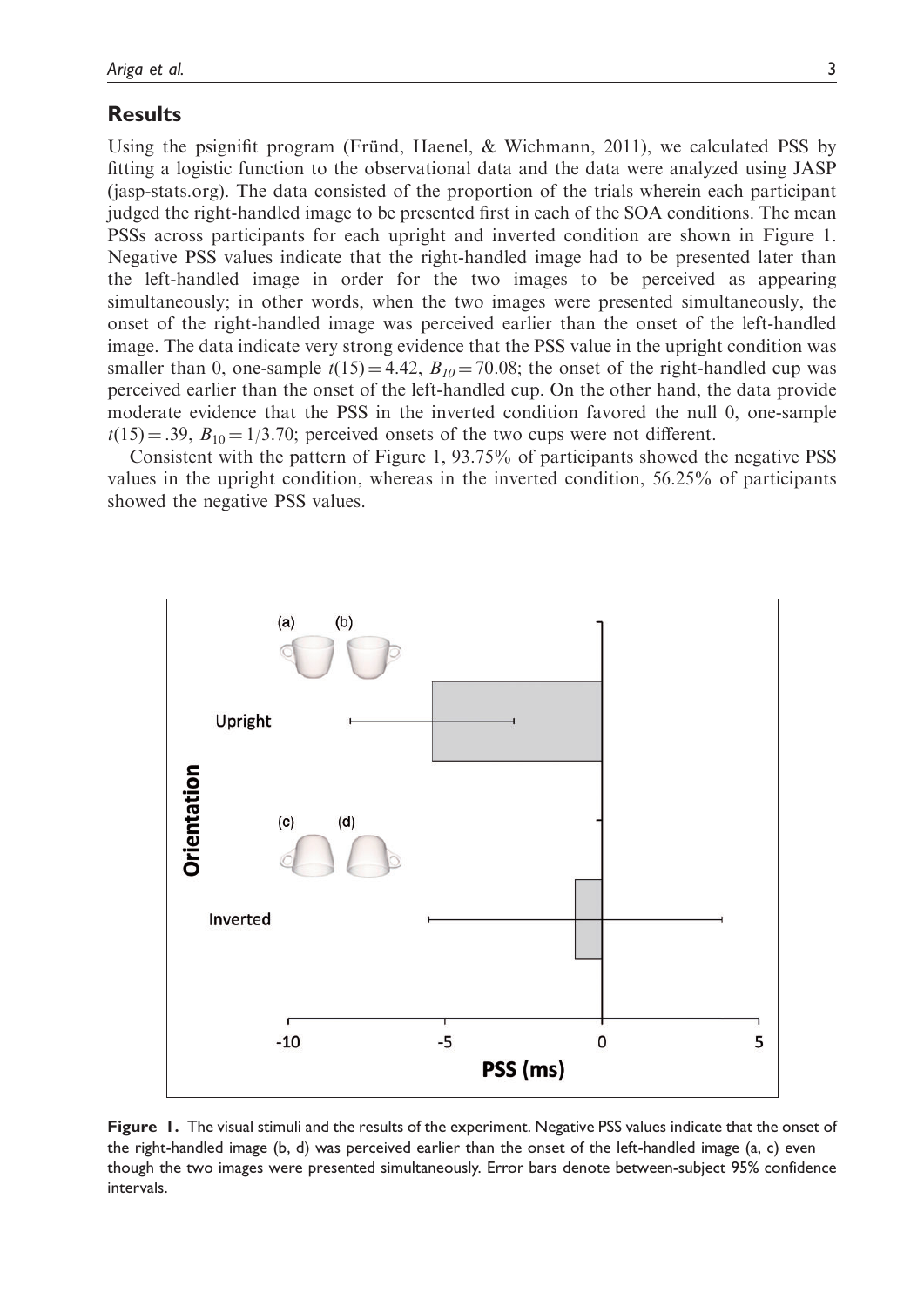## Results

Using the psignifit program (Fründ, Haenel, & Wichmann, 2011), we calculated PSS by fitting a logistic function to the observational data and the data were analyzed using JASP (jasp-stats.org). The data consisted of the proportion of the trials wherein each participant judged the right-handled image to be presented first in each of the SOA conditions. The mean PSSs across participants for each upright and inverted condition are shown in Figure 1. Negative PSS values indicate that the right-handled image had to be presented later than the left-handled image in order for the two images to be perceived as appearing simultaneously; in other words, when the two images were presented simultaneously, the onset of the right-handled image was perceived earlier than the onset of the left-handled image. The data indicate very strong evidence that the PSS value in the upright condition was smaller than 0, one-sample $t(15) = 4.42$, $B_{10} = 70.08$; the onset of the right-handled cup was perceived earlier than the onset of the left-handled cup. On the other hand, the data provide moderate evidence that the PSS in the inverted condition favored the null 0, one-sample $t(15) = .39$, $B_{10} = 1/3.70$; perceived onsets of the two cups were not different.

Consistent with the pattern of Figure 1, 93.75% of participants showed the negative PSS values in the upright condition, whereas in the inverted condition, 56.25% of participants showed the negative PSS values.

**Figure 1.** The visual stimuli and the results of the experiment. Negative PSS values indicate that the onset of the right-handled image (b, d) was perceived earlier than the onset of the left-handled image (a, c) even though the two images were presented simultaneously. Error bars denote between-subject 95% confidence intervals.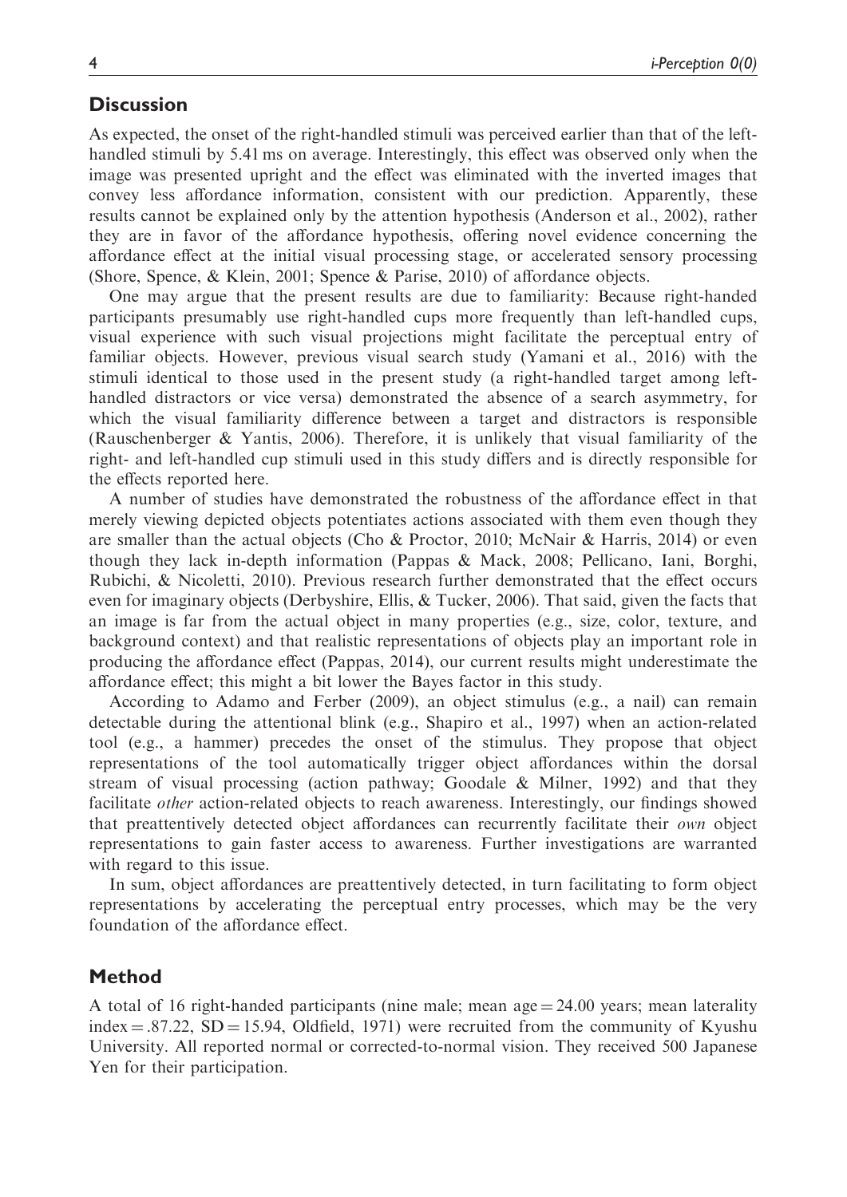## Discussion

As expected, the onset of the right-handled stimuli was perceived earlier than that of the left-handled stimuli by 5.41 ms on average. Interestingly, this effect was observed only when the image was presented upright and the effect was eliminated with the inverted images that convey less affordance information, consistent with our prediction. Apparently, these results cannot be explained only by the attention hypothesis (Anderson et al., 2002), rather they are in favor of the affordance hypothesis, offering novel evidence concerning the affordance effect at the initial visual processing stage, or accelerated sensory processing (Shore, Spence, & Klein, 2001; Spence & Parise, 2010) of affordance objects.

One may argue that the present results are due to familiarity: Because right-handed participants presumably use right-handled cups more frequently than left-handled cups, visual experience with such visual projections might facilitate the perceptual entry of familiar objects. However, previous visual search study (Yamani et al., 2016) with the stimuli identical to those used in the present study (a right-handled target among left-handled distractors or vice versa) demonstrated the absence of a search asymmetry, for which the visual familiarity difference between a target and distractors is responsible (Rauschenberger & Yantis, 2006). Therefore, it is unlikely that visual familiarity of the right- and left-handled cup stimuli used in this study differs and is directly responsible for the effects reported here.

A number of studies have demonstrated the robustness of the affordance effect in that merely viewing depicted objects potentiates actions associated with them even though they are smaller than the actual objects (Cho & Proctor, 2010; McNair & Harris, 2014) or even though they lack in-depth information (Pappas & Mack, 2008; Pellicano, Iani, Borghi, Rubichi, & Nicoletti, 2010). Previous research further demonstrated that the effect occurs even for imaginary objects (Derbyshire, Ellis, & Tucker, 2006). That said, given the facts that an image is far from the actual object in many properties (e.g., size, color, texture, and background context) and that realistic representations of objects play an important role in producing the affordance effect (Pappas, 2014), our current results might underestimate the affordance effect; this might a bit lower the Bayes factor in this study.

According to Adamo and Ferber (2009), an object stimulus (e.g., a nail) can remain detectable during the attentional blink (e.g., Shapiro et al., 1997) when an action-related tool (e.g., a hammer) precedes the onset of the stimulus. They propose that object representations of the tool automatically trigger object affordances within the dorsal stream of visual processing (action pathway; Goodale & Milner, 1992) and that they facilitate *other* action-related objects to reach awareness. Interestingly, our findings showed that preattentively detected object affordances can recurrently facilitate their *own* object representations to gain faster access to awareness. Further investigations are warranted with regard to this issue.

In sum, object affordances are preattentively detected, in turn facilitating to form object representations by accelerating the perceptual entry processes, which may be the very foundation of the affordance effect.

## Method

A total of 16 right-handed participants (nine male; mean age = 24.00 years; mean laterality index = .87.22, SD = 15.94, Oldfield, 1971) were recruited from the community of Kyushu University. All reported normal or corrected-to-normal vision. They received 500 Japanese Yen for their participation.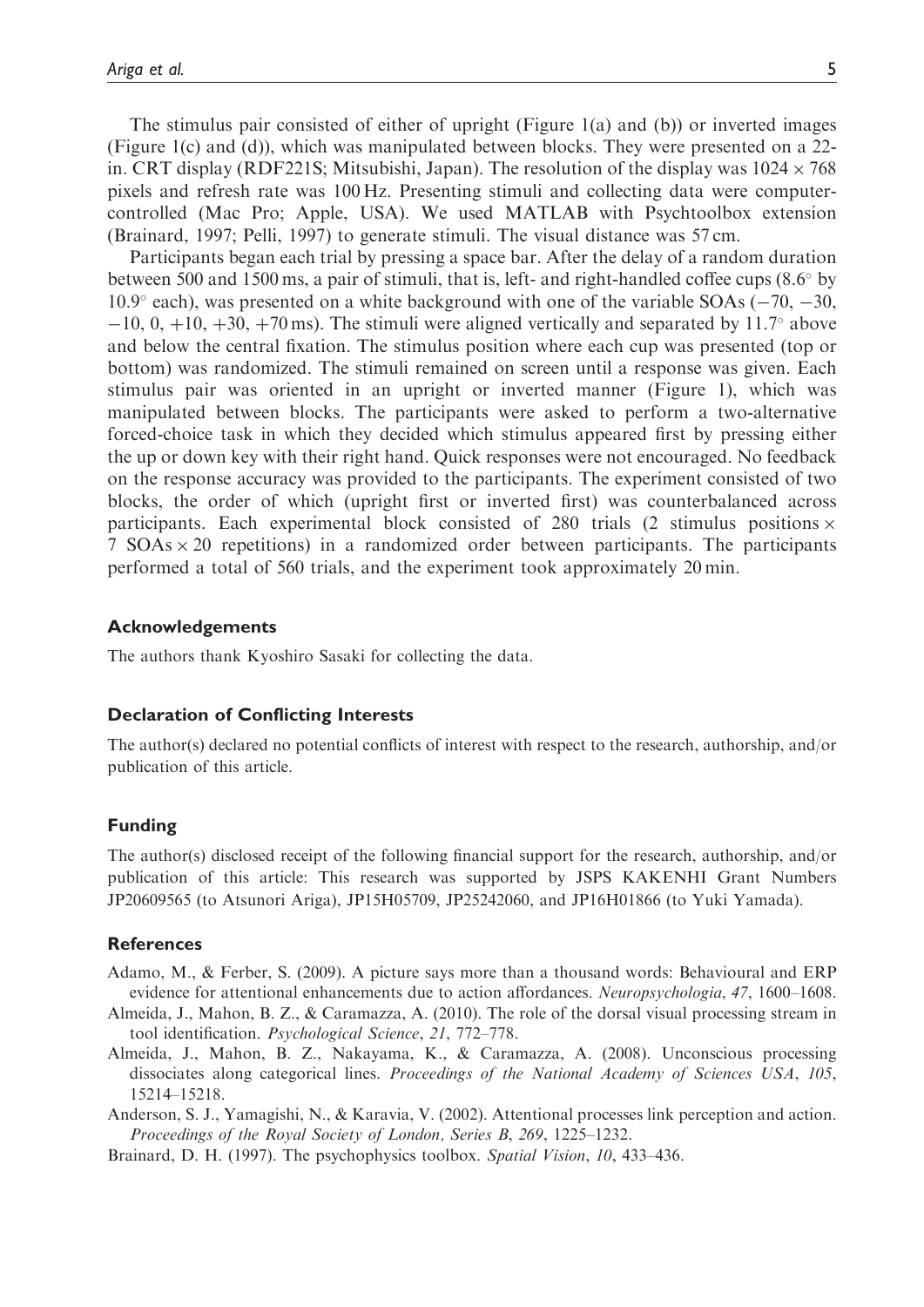The stimulus pair consisted of either of upright (Figure 1(a) and (b)) or inverted images (Figure 1(c) and (d)), which was manipulated between blocks. They were presented on a 22-in. CRT display (RDF221S; Mitsubishi, Japan). The resolution of the display was $1024 \times 768$ pixels and refresh rate was 100 Hz. Presenting stimuli and collecting data were computer-controlled (Mac Pro; Apple, USA). We used MATLAB with Psychtoolbox extension (Brainard, 1997; Pelli, 1997) to generate stimuli. The visual distance was 57 cm.

Participants began each trial by pressing a space bar. After the delay of a random duration between 500 and 1500 ms, a pair of stimuli, that is, left- and right-handled coffee cups (8.6° by 10.9° each), was presented on a white background with one of the variable SOAs (−70, −30, −10, 0, +10, +30, +70 ms). The stimuli were aligned vertically and separated by 11.7° above and below the central fixation. The stimulus position where each cup was presented (top or bottom) was randomized. The stimuli remained on screen until a response was given. Each stimulus pair was oriented in an upright or inverted manner (Figure 1), which was manipulated between blocks. The participants were asked to perform a two-alternative forced-choice task in which they decided which stimulus appeared first by pressing either the up or down key with their right hand. Quick responses were not encouraged. No feedback on the response accuracy was provided to the participants. The experiment consisted of two blocks, the order of which (upright first or inverted first) was counterbalanced across participants. Each experimental block consisted of 280 trials (2 stimulus positions $\times$ 7 SOAs $\times$ 20 repetitions) in a randomized order between participants. The participants performed a total of 560 trials, and the experiment took approximately 20 min.

## Acknowledgements

The authors thank Kyoshiro Sasaki for collecting the data.

## Declaration of Conflicting Interests

The author(s) declared no potential conflicts of interest with respect to the research, authorship, and/or publication of this article.

## Funding

The author(s) disclosed receipt of the following financial support for the research, authorship, and/or publication of this article: This research was supported by JSPS KAKENHI Grant Numbers JP20609565 (to Atsunori Ariga), JP15H05709, JP25242060, and JP16H01866 (to Yuki Yamada).

## References

Adamo, M., & Ferber, S. (2009). A picture says more than a thousand words: Behavioural and ERP evidence for attentional enhancements due to action affordances. *Neuropsychologia*, *47*, 1600–1608.

Almeida, J., Mahon, B. Z., & Caramazza, A. (2010). The role of the dorsal visual processing stream in tool identification. *Psychological Science*, *21*, 772–778.

Almeida, J., Mahon, B. Z., Nakayama, K., & Caramazza, A. (2008). Unconscious processing dissociates along categorical lines. *Proceedings of the National Academy of Sciences USA*, *105*, 15214–15218.

Anderson, S. J., Yamagishi, N., & Karavia, V. (2002). Attentional processes link perception and action. *Proceedings of the Royal Society of London, Series B*, *269*, 1225–1232.

Brainard, D. H. (1997). The psychophysics toolbox. *Spatial Vision*, *10*, 433–436.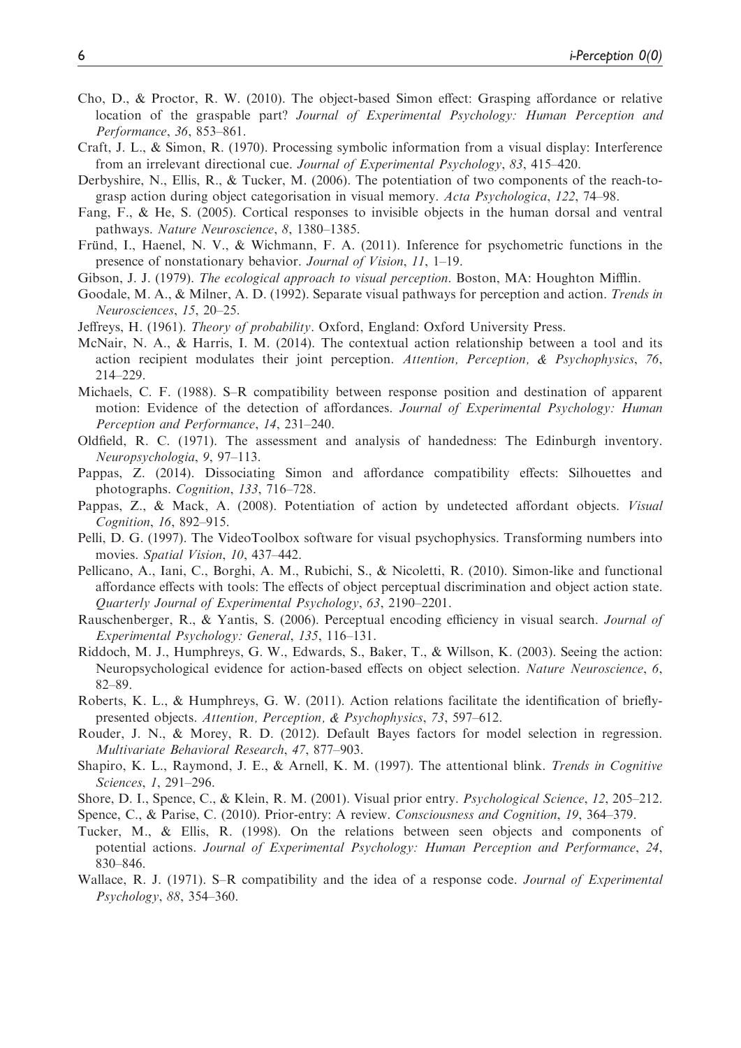Cho, D., & Proctor, R. W. (2010). The object-based Simon effect: Grasping affordance or relative location of the graspable part? *Journal of Experimental Psychology: Human Perception and Performance*, *36*, 853–861.

Craft, J. L., & Simon, R. (1970). Processing symbolic information from a visual display: Interference from an irrelevant directional cue. *Journal of Experimental Psychology*, *83*, 415–420.

Derbyshire, N., Ellis, R., & Tucker, M. (2006). The potentiation of two components of the reach-to-grasp action during object categorisation in visual memory. *Acta Psychologica*, *122*, 74–98.

Fang, F., & He, S. (2005). Cortical responses to invisible objects in the human dorsal and ventral pathways. *Nature Neuroscience*, *8*, 1380–1385.

Fründ, I., Haenel, N. V., & Wichmann, F. A. (2011). Inference for psychometric functions in the presence of nonstationary behavior. *Journal of Vision*, *11*, 1–19.

Gibson, J. J. (1979). *The ecological approach to visual perception*. Boston, MA: Houghton Mifflin.

Goodale, M. A., & Milner, A. D. (1992). Separate visual pathways for perception and action. *Trends in Neurosciences*, *15*, 20–25.

Jeffreys, H. (1961). *Theory of probability*. Oxford, England: Oxford University Press.

McNair, N. A., & Harris, I. M. (2014). The contextual action relationship between a tool and its action recipient modulates their joint perception. *Attention, Perception, & Psychophysics*, *76*, 214–229.

Michaels, C. F. (1988). S–R compatibility between response position and destination of apparent motion: Evidence of the detection of affordances. *Journal of Experimental Psychology: Human Perception and Performance*, *14*, 231–240.

Oldfield, R. C. (1971). The assessment and analysis of handedness: The Edinburgh inventory. *Neuropsychologia*, *9*, 97–113.

Pappas, Z. (2014). Dissociating Simon and affordance compatibility effects: Silhouettes and photographs. *Cognition*, *133*, 716–728.

Pappas, Z., & Mack, A. (2008). Potentiation of action by undetected affordant objects. *Visual Cognition*, *16*, 892–915.

Pelli, D. G. (1997). The VideoToolbox software for visual psychophysics. Transforming numbers into movies. *Spatial Vision*, *10*, 437–442.

Pellicano, A., Iani, C., Borghi, A. M., Rubichi, S., & Nicoletti, R. (2010). Simon-like and functional affordance effects with tools: The effects of object perceptual discrimination and object action state. *Quarterly Journal of Experimental Psychology*, *63*, 2190–2201.

Rauschenberger, R., & Yantis, S. (2006). Perceptual encoding efficiency in visual search. *Journal of Experimental Psychology: General*, *135*, 116–131.

Riddoch, M. J., Humphreys, G. W., Edwards, S., Baker, T., & Willson, K. (2003). Seeing the action: Neuropsychological evidence for action-based effects on object selection. *Nature Neuroscience*, *6*, 82–89.

Roberts, K. L., & Humphreys, G. W. (2011). Action relations facilitate the identification of briefly-presented objects. *Attention, Perception, & Psychophysics*, *73*, 597–612.

Rouder, J. N., & Morey, R. D. (2012). Default Bayes factors for model selection in regression. *Multivariate Behavioral Research*, *47*, 877–903.

Shapiro, K. L., Raymond, J. E., & Arnell, K. M. (1997). The attentional blink. *Trends in Cognitive Sciences*, *1*, 291–296.

Shore, D. I., Spence, C., & Klein, R. M. (2001). Visual prior entry. *Psychological Science*, *12*, 205–212.

Spence, C., & Parise, C. (2010). Prior-entry: A review. *Consciousness and Cognition*, *19*, 364–379.

Tucker, M., & Ellis, R. (1998). On the relations between seen objects and components of potential actions. *Journal of Experimental Psychology: Human Perception and Performance*, *24*, 830–846.

Wallace, R. J. (1971). S–R compatibility and the idea of a response code. *Journal of Experimental Psychology*, *88*, 354–360.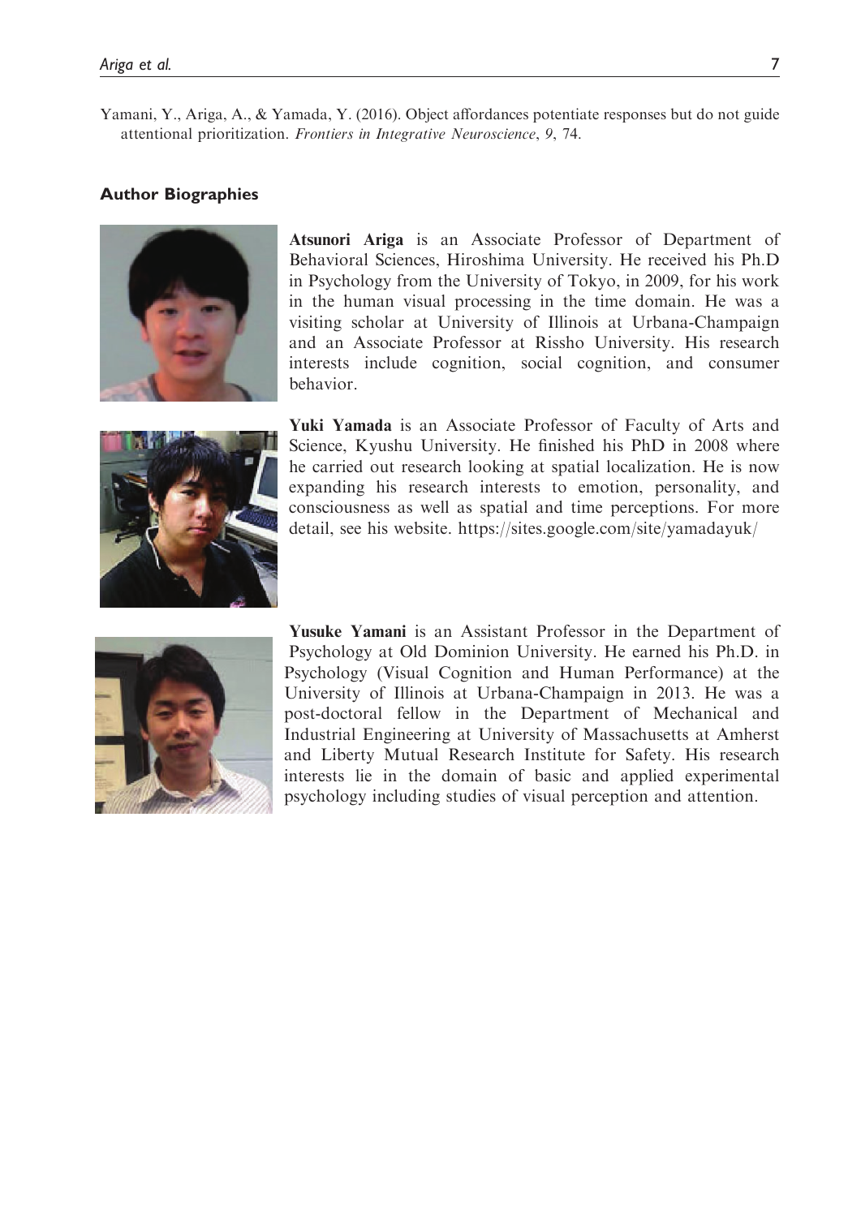Yamani, Y., Ariga, A., & Yamada, Y. (2016). Object affordances potentiate responses but do not guide attentional prioritization. *Frontiers in Integrative Neuroscience*, *9*, 74.

## Author Biographies

**Atsunori Ariga** is an Associate Professor of Department of Behavioral Sciences, Hiroshima University. He received his Ph.D in Psychology from the University of Tokyo, in 2009, for his work in the human visual processing in the time domain. He was a visiting scholar at University of Illinois at Urbana-Champaign and an Associate Professor at Rissho University. His research interests include cognition, social cognition, and consumer behavior.

**Yuki Yamada** is an Associate Professor of Faculty of Arts and Science, Kyushu University. He finished his PhD in 2008 where he carried out research looking at spatial localization. He is now expanding his research interests to emotion, personality, and consciousness as well as spatial and time perceptions. For more detail, see his website. https://sites.google.com/site/yamadayuk/

**Yusuke Yamani** is an Assistant Professor in the Department of Psychology at Old Dominion University. He earned his Ph.D. in Psychology (Visual Cognition and Human Performance) at the University of Illinois at Urbana-Champaign in 2013. He was a post-doctoral fellow in the Department of Mechanical and Industrial Engineering at University of Massachusetts at Amherst and Liberty Mutual Research Institute for Safety. His research interests lie in the domain of basic and applied experimental psychology including studies of visual perception and attention.